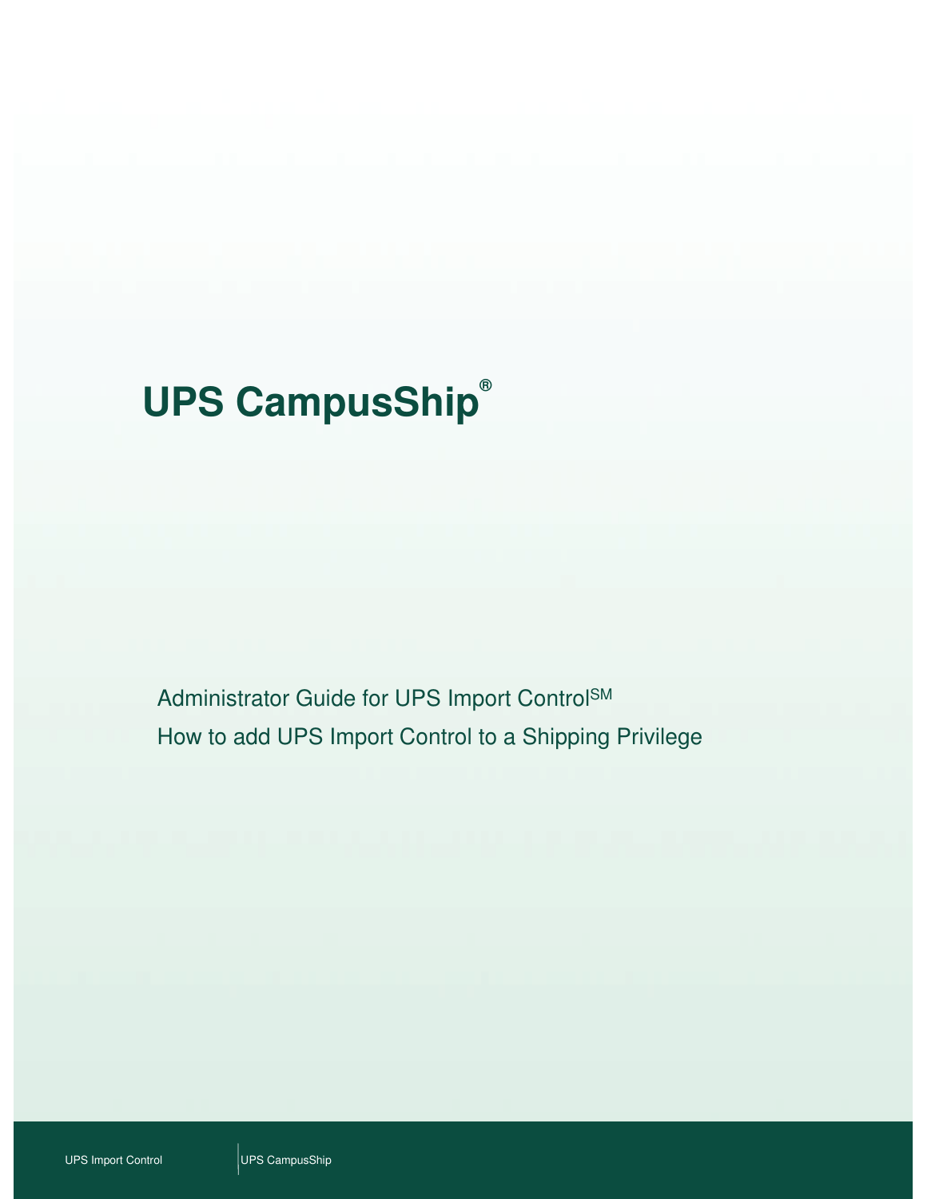# UPS CampusShip®

Administrator Guide for UPS Import Control℠

How to add UPS Import Control to a Shipping Privilege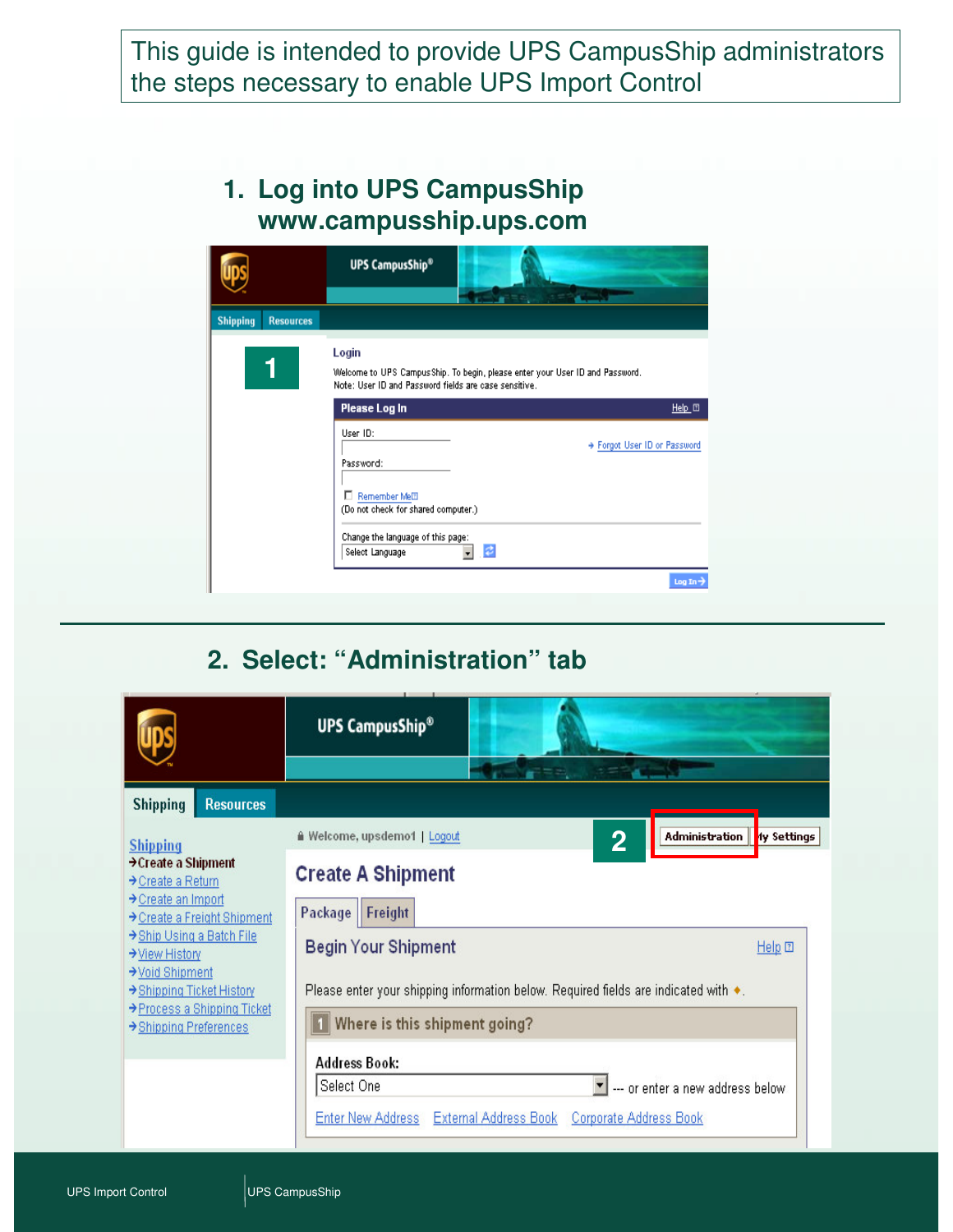This guide is intended to provide UPS CampusShip administrators the steps necessary to enable UPS Import Control

## 1. Log into UPS CampusShip www.campusship.ups.com

UPS CampusShip®

Shipping | Resources

1

**Login**

Welcome to UPS CampusShip. To begin, please enter your User ID and Password.
Note: User ID and Password fields are case sensitive.

**Please Log In** | Help

User ID:

Password:

→ Forgot User ID or Password

☐ Remember Me

(Do not check for shared computer.)

Change the language of this page:

Select Language

Log In →

## 2. Select: "Administration" tab

UPS CampusShip®

Shipping | Resources

Welcome, upsdemo1 | Logout

2

Administration | My Settings

**Shipping**

- → Create a Shipment
- → Create a Return
- → Create an Import
- → Create a Freight Shipment
- → Ship Using a Batch File
- → View History
- → Void Shipment
- → Shipping Ticket History
- → Process a Shipping Ticket
- → Shipping Preferences

**Create A Shipment**

Package | Freight

**Begin Your Shipment** | Help

Please enter your shipping information below. Required fields are indicated with ♦.

1 Where is this shipment going?

Address Book:

Select One --- or enter a new address below

Enter New Address | External Address Book | Corporate Address Book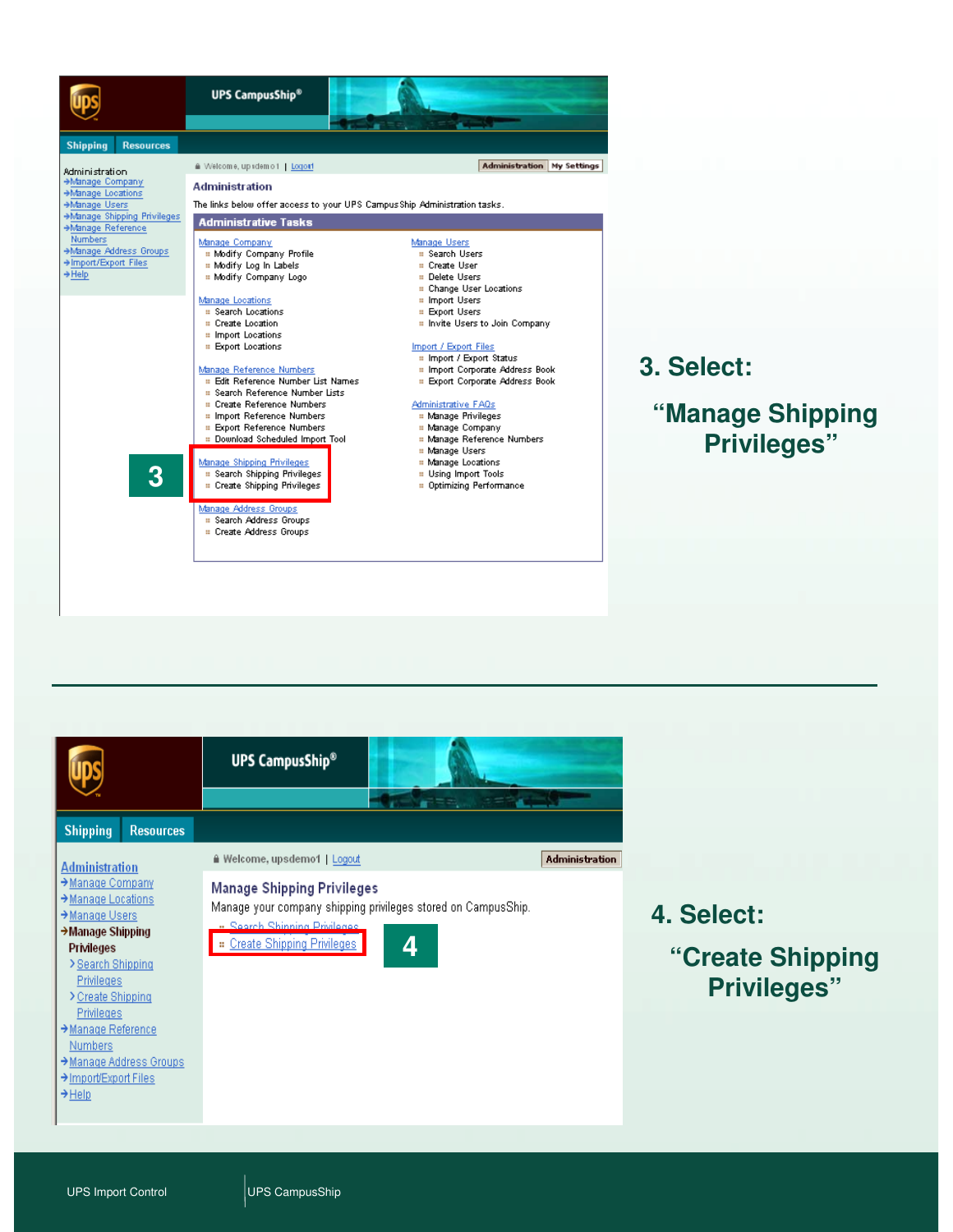UPS CampusShip®

Shipping | Resources

Administration
- Manage Company
- Manage Locations
- Manage Users
- Manage Shipping Privileges
- Manage Reference Numbers
- Manage Address Groups
- Import/Export Files
- Help

Welcome, upsdemo1 | Logout | Administration | My Settings

**Administration**

The links below offer access to your UPS CampusShip Administration tasks.

**Administrative Tasks**

Manage Company
- Modify Company Profile
- Modify Log In Labels
- Modify Company Logo

Manage Locations
- Search Locations
- Create Location
- Import Locations
- Export Locations

Manage Reference Numbers
- Edit Reference Number List Names
- Search Reference Number Lists
- Create Reference Numbers
- Import Reference Numbers
- Export Reference Numbers
- Download Scheduled Import Tool

Manage Shipping Privileges
- Search Shipping Privileges
- Create Shipping Privileges

Manage Address Groups
- Search Address Groups
- Create Address Groups

Manage Users
- Search Users
- Create User
- Delete Users
- Change User Locations
- Import Users
- Export Users
- Invite Users to Join Company

Import / Export Files
- Import / Export Status
- Import Corporate Address Book
- Export Corporate Address Book

Administrative FAQs
- Manage Privileges
- Manage Company
- Manage Reference Numbers
- Manage Users
- Manage Locations
- Using Import Tools
- Optimizing Performance

3

## 3. Select:

## "Manage Shipping Privileges"

---

UPS CampusShip®

Shipping | Resources

Administration
- Manage Company
- Manage Locations
- Manage Users
- Manage Shipping Privileges
  - Search Shipping Privileges
  - Create Shipping Privileges
- Manage Reference Numbers
- Manage Address Groups
- Import/Export Files
- Help

Welcome, upsdemo1 | Logout | Administration

**Manage Shipping Privileges**

Manage your company shipping privileges stored on CampusShip.

- Search Shipping Privileges
- Create Shipping Privileges

4

## 4. Select:

## "Create Shipping Privileges"

UPS Import Control | UPS CampusShip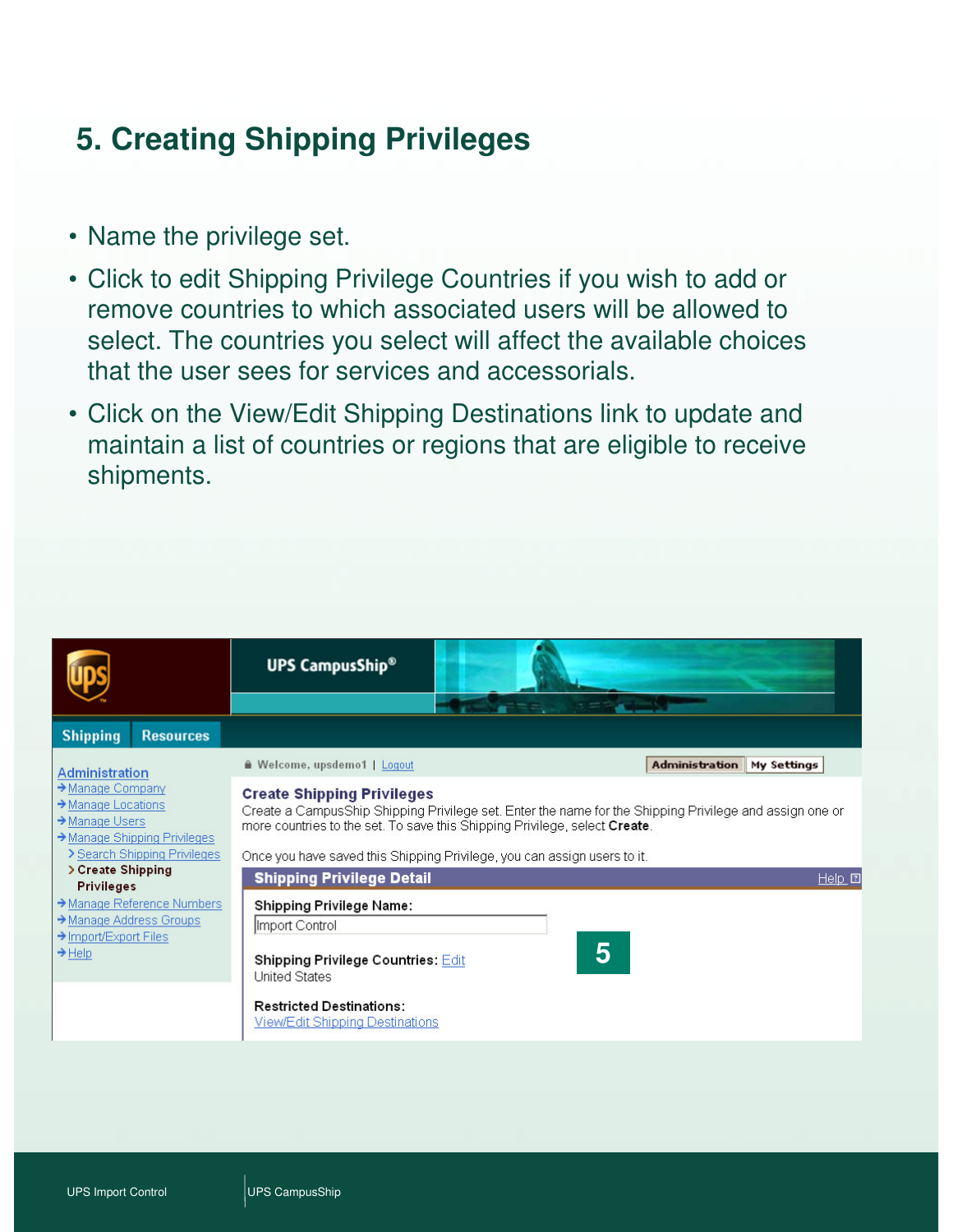# 5. Creating Shipping Privileges

- Name the privilege set.
- Click to edit Shipping Privilege Countries if you wish to add or remove countries to which associated users will be allowed to select. The countries you select will affect the available choices that the user sees for services and accessorials.
- Click on the View/Edit Shipping Destinations link to update and maintain a list of countries or regions that are eligible to receive shipments.

UPS CampusShip®

Shipping | Resources

Welcome, upsdemo1 | Logout

Administration | My Settings

**Administration**
- Manage Company
- Manage Locations
- Manage Users
- Manage Shipping Privileges
  - Search Shipping Privileges
  - **Create Shipping Privileges**
- Manage Reference Numbers
- Manage Address Groups
- Import/Export Files
- Help

**Create Shipping Privileges**

Create a CampusShip Shipping Privilege set. Enter the name for the Shipping Privilege and assign one or more countries to the set. To save this Shipping Privilege, select **Create**.

Once you have saved this Shipping Privilege, you can assign users to it.

**Shipping Privilege Detail** Help

**Shipping Privilege Name:**
Import Control

**Shipping Privilege Countries:** Edit
United States

**Restricted Destinations:**
View/Edit Shipping Destinations

5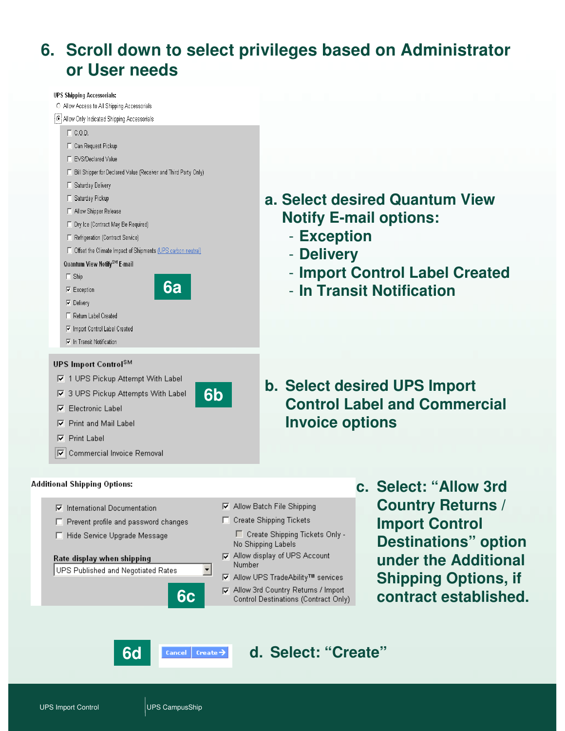# 6. Scroll down to select privileges based on Administrator or User needs

UPS Shipping Accessorials:

- ○ Allow Access to All Shipping Accessorials
- ◉ Allow Only Indicated Shipping Accessorials
  - ☐ C.O.D.
  - ☐ Can Request Pickup
  - ☐ EVS/Declared Value
  - ☐ Bill Shipper for Declared Value (Receiver and Third Party Only)
  - ☐ Saturday Delivery
  - ☐ Saturday Pickup
  - ☐ Allow Shipper Release
  - ☐ Dry Ice (Contract May Be Required)
  - ☐ Refrigeration (Contract Service)
  - ☐ Offset the Climate Impact of Shipments (UPS carbon neutral)

Quantum View Notify[SM] E-mail

- ☐ Ship
- ☑ Exception
- ☑ Delivery
- ☐ Return Label Created
- ☑ Import Control Label Created
- ☑ In Transit Notification

**6a**

**a. Select desired Quantum View Notify E-mail options:**
- **Exception**
- **Delivery**
- **Import Control Label Created**
- **In Transit Notification**

UPS Import Control[SM]

- ☑ 1 UPS Pickup Attempt With Label
- ☑ 3 UPS Pickup Attempts With Label
- ☑ Electronic Label
- ☑ Print and Mail Label
- ☑ Print Label
- ☑ Commercial Invoice Removal

**6b**

**b. Select desired UPS Import Control Label and Commercial Invoice options**

Additional Shipping Options:

- ☑ International Documentation
- ☐ Prevent profile and password changes
- ☐ Hide Service Upgrade Message

Rate display when shipping: UPS Published and Negotiated Rates

- ☑ Allow Batch File Shipping
- ☐ Create Shipping Tickets
  - ☐ Create Shipping Tickets Only - No Shipping Labels
- ☑ Allow display of UPS Account Number
- ☑ Allow UPS TradeAbility™ services
- ☑ Allow 3rd Country Returns / Import Control Destinations (Contract Only)

**6c**

**c. Select: "Allow 3rd Country Returns / Import Control Destinations" option under the Additional Shipping Options, if contract established.**

**6d**

Cancel | Create

**d. Select: "Create"**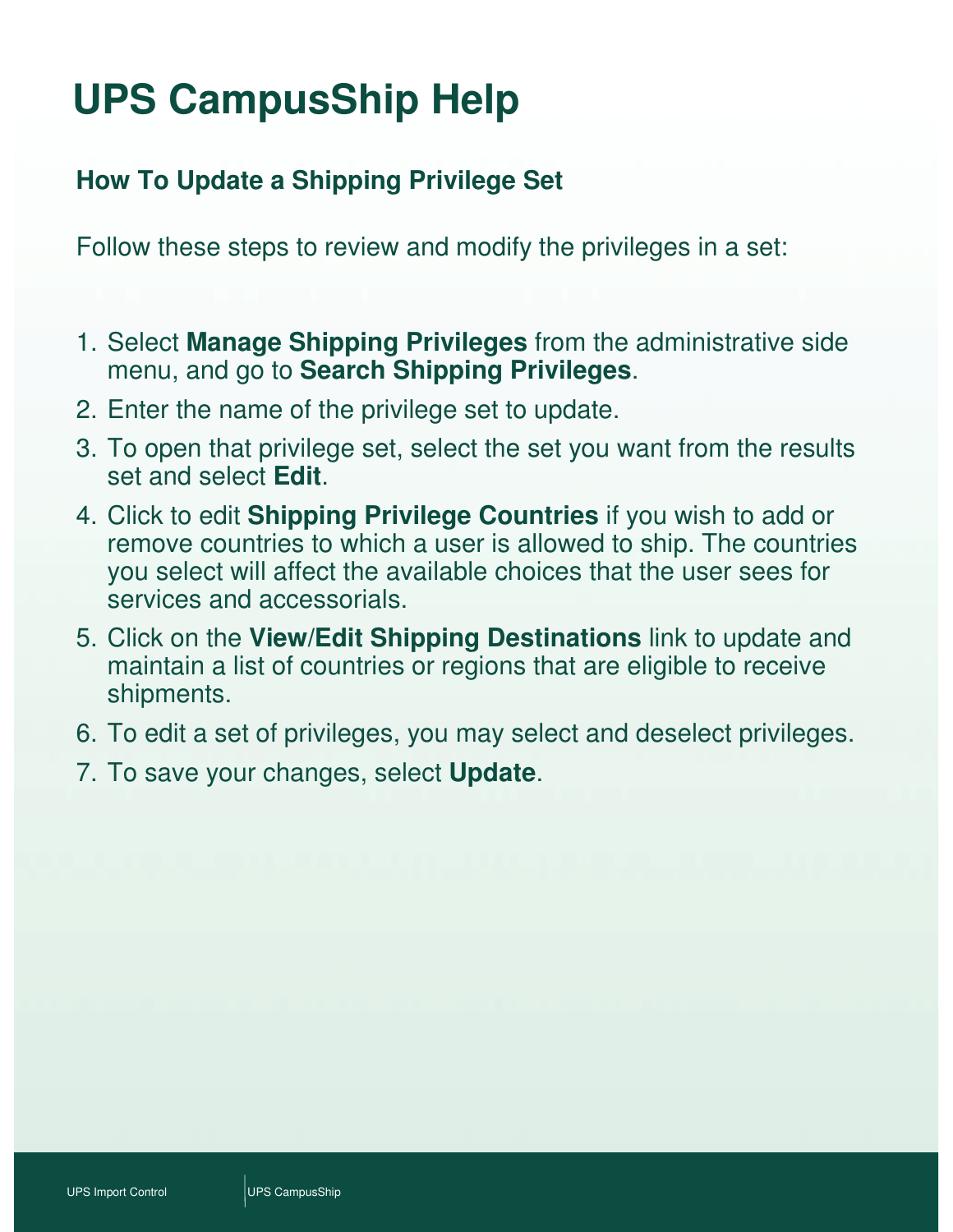# UPS CampusShip Help

### How To Update a Shipping Privilege Set

Follow these steps to review and modify the privileges in a set:

1. Select **Manage Shipping Privileges** from the administrative side menu, and go to **Search Shipping Privileges**.
2. Enter the name of the privilege set to update.
3. To open that privilege set, select the set you want from the results set and select **Edit**.
4. Click to edit **Shipping Privilege Countries** if you wish to add or remove countries to which a user is allowed to ship. The countries you select will affect the available choices that the user sees for services and accessorials.
5. Click on the **View/Edit Shipping Destinations** link to update and maintain a list of countries or regions that are eligible to receive shipments.
6. To edit a set of privileges, you may select and deselect privileges.
7. To save your changes, select **Update**.